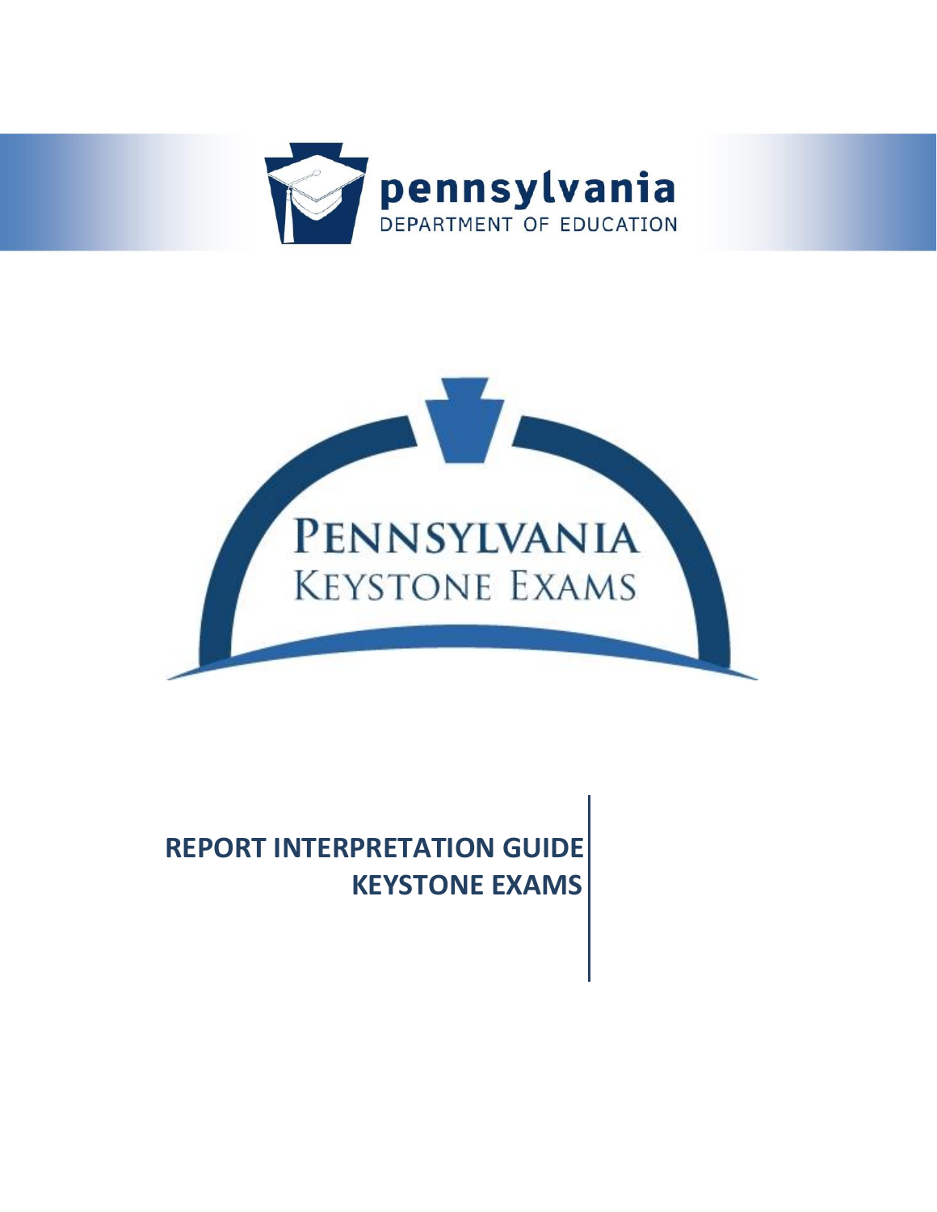pennsylvania
DEPARTMENT OF EDUCATION

PENNSYLVANIA
KEYSTONE EXAMS

# REPORT INTERPRETATION GUIDE
# KEYSTONE EXAMS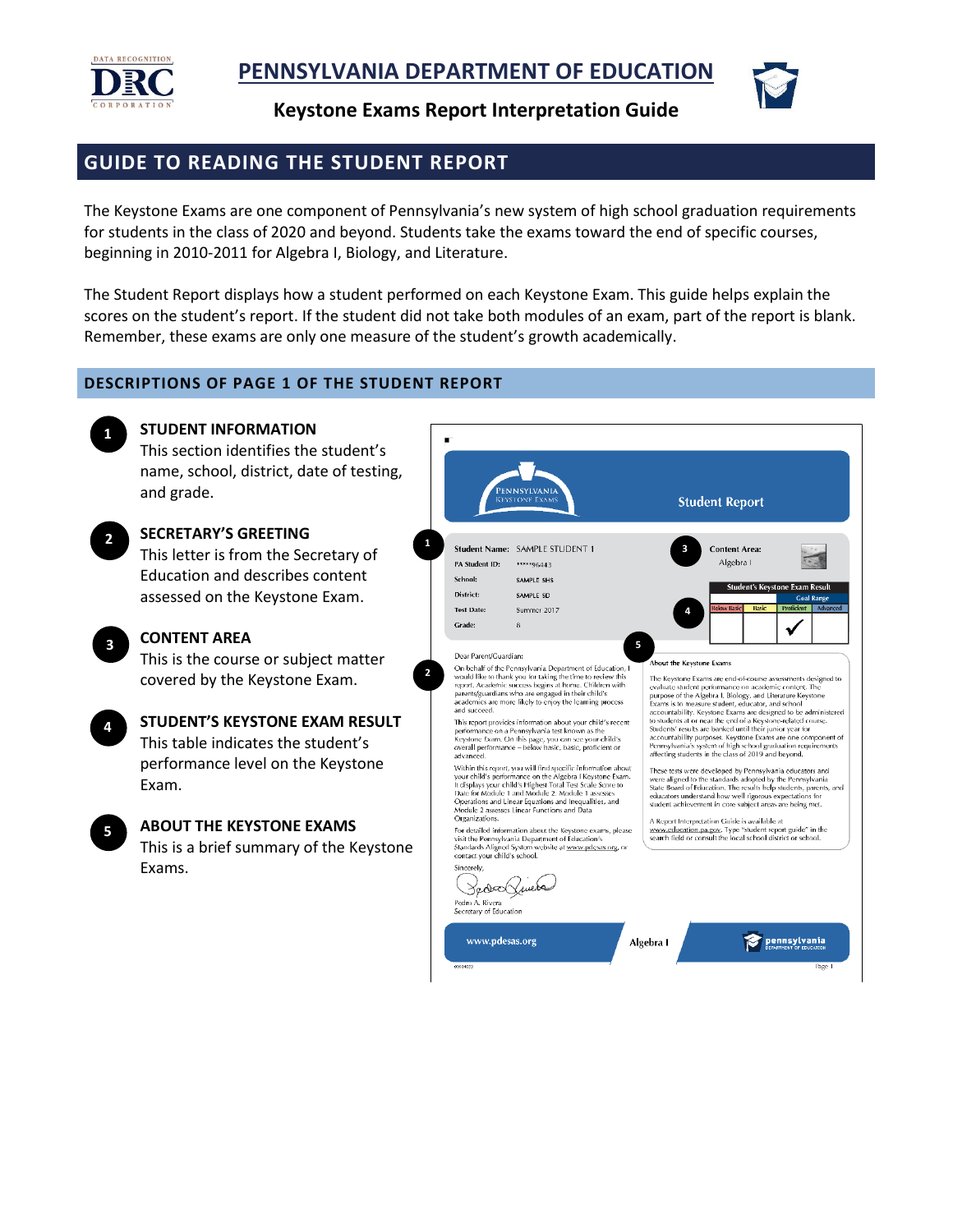# PENNSYLVANIA DEPARTMENT OF EDUCATION

**Keystone Exams Report Interpretation Guide**

## GUIDE TO READING THE STUDENT REPORT

The Keystone Exams are one component of Pennsylvania's new system of high school graduation requirements for students in the class of 2020 and beyond. Students take the exams toward the end of specific courses, beginning in 2010-2011 for Algebra I, Biology, and Literature.

The Student Report displays how a student performed on each Keystone Exam. This guide helps explain the scores on the student's report. If the student did not take both modules of an exam, part of the report is blank. Remember, these exams are only one measure of the student's growth academically.

### DESCRIPTIONS OF PAGE 1 OF THE STUDENT REPORT

1. **STUDENT INFORMATION**
   This section identifies the student's name, school, district, date of testing, and grade.

2. **SECRETARY'S GREETING**
   This letter is from the Secretary of Education and describes content assessed on the Keystone Exam.

3. **CONTENT AREA**
   This is the course or subject matter covered by the Keystone Exam.

4. **STUDENT'S KEYSTONE EXAM RESULT**
   This table indicates the student's performance level on the Keystone Exam.

5. **ABOUT THE KEYSTONE EXAMS**
   This is a brief summary of the Keystone Exams.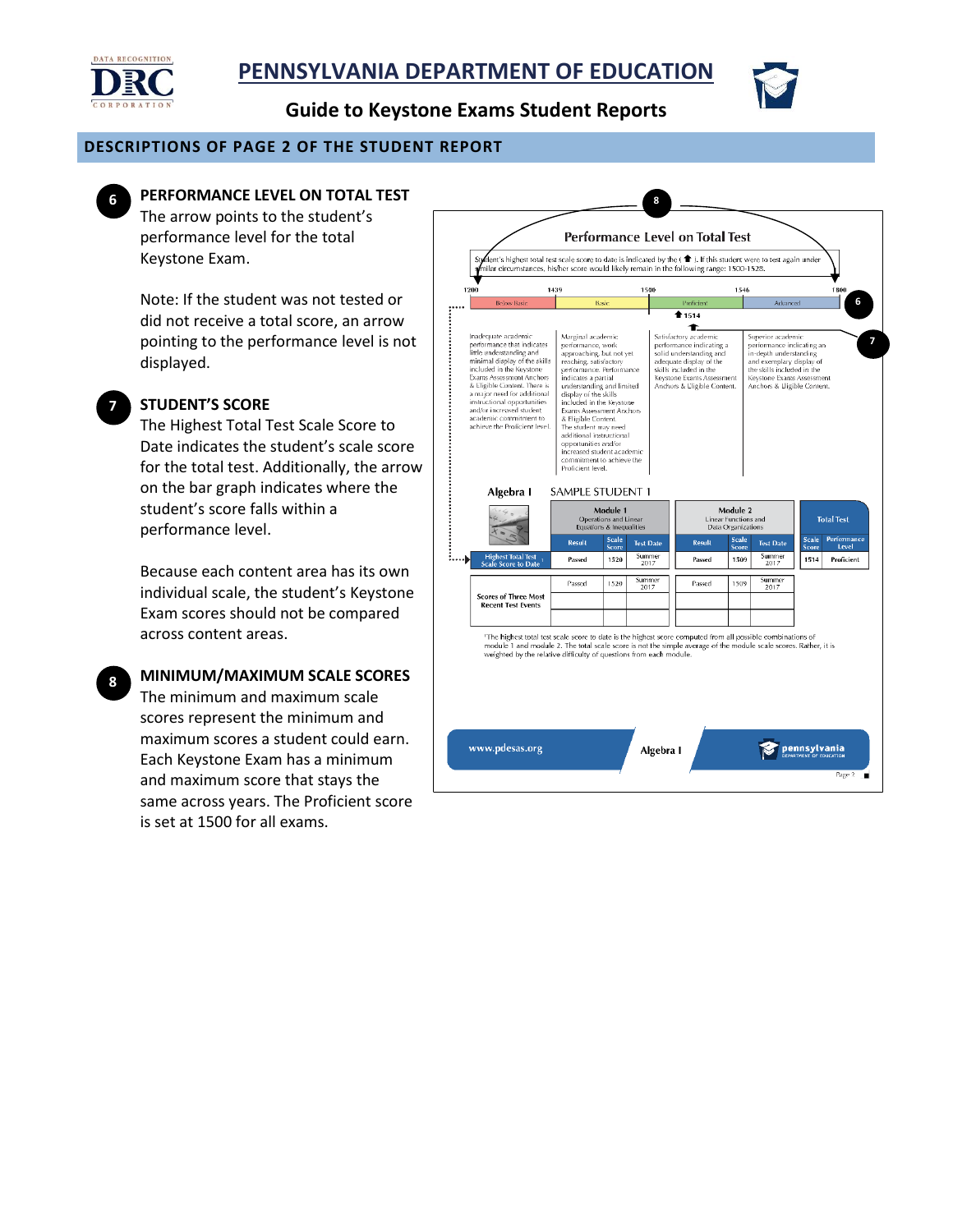## DESCRIPTIONS OF PAGE 2 OF THE STUDENT REPORT

### 6 PERFORMANCE LEVEL ON TOTAL TEST

The arrow points to the student's performance level for the total Keystone Exam.

Note: If the student was not tested or did not receive a total score, an arrow pointing to the performance level is not displayed.

### 7 STUDENT'S SCORE

The Highest Total Test Scale Score to Date indicates the student's scale score for the total test. Additionally, the arrow on the bar graph indicates where the student's score falls within a performance level.

Because each content area has its own individual scale, the student's Keystone Exam scores should not be compared across content areas.

### 8 MINIMUM/MAXIMUM SCALE SCORES

The minimum and maximum scale scores represent the minimum and maximum scores a student could earn. Each Keystone Exam has a minimum and maximum score that stays the same across years. The Proficient score is set at 1500 for all exams.

**Performance Level on Total Test**

Student's highest total test scale score to date is indicated by the (⬆). If this student were to test again under similar circumstances, his/her score would likely remain in the following range: 1500-1528.

| 1200 – 1439 | 1439 – 1500 | 1500 – 1546 | 1546 – 1800 |
|---|---|---|---|
| Below Basic | Basic | Proficient (⬆ 1514) | Advanced |
| Inadequate academic performance that indicates little understanding and minimal display of the skills included in the Keystone Exams Assessment Anchors & Eligible Content. There is a major need for additional instructional opportunities and/or increased student academic commitment to achieve the Proficient level. | Marginal academic performance, work approaching, but not yet reaching, satisfactory performance. Performance indicates a partial understanding and limited display of the skills included in the Keystone Exams Assessment Anchors & Eligible Content. The student may need additional instructional opportunities and/or increased student academic commitment to achieve the Proficient level. | Satisfactory academic performance indicating a solid understanding and adequate display of the skills included in the Keystone Exams Assessment Anchors & Eligible Content. | Superior academic performance indicating an in-depth understanding and exemplary display of the skills included in the Keystone Exams Assessment Anchors & Eligible Content. |

**Algebra I** SAMPLE STUDENT 1

| | Module 1 Operations and Linear Equations & Inequalities | | | Module 2 Linear Functions and Data Organizations | | | Total Test | |
|---|---|---|---|---|---|---|---|---|
| | Result | Scale Score | Test Date | Result | Scale Score | Test Date | Scale Score | Performance Level |
| Highest Total Test Scale Score to Date[1] | Passed | 1520 | Summer 2017 | Passed | 1509 | Summer 2017 | 1514 | Proficient |
| Scores of Three Most Recent Test Events | Passed | 1520 | Summer 2017 | Passed | 1509 | Summer 2017 | | |
| | | | | | | | | |
| | | | | | | | | |

[1]The highest total test scale score to date is the highest score computed from all possible combinations of module 1 and module 2. The total scale score is not the simple average of the module scale scores. Rather, it is weighted by the relative difficulty of questions from each module.

www.pdesas.org | Algebra I | pennsylvania DEPARTMENT OF EDUCATION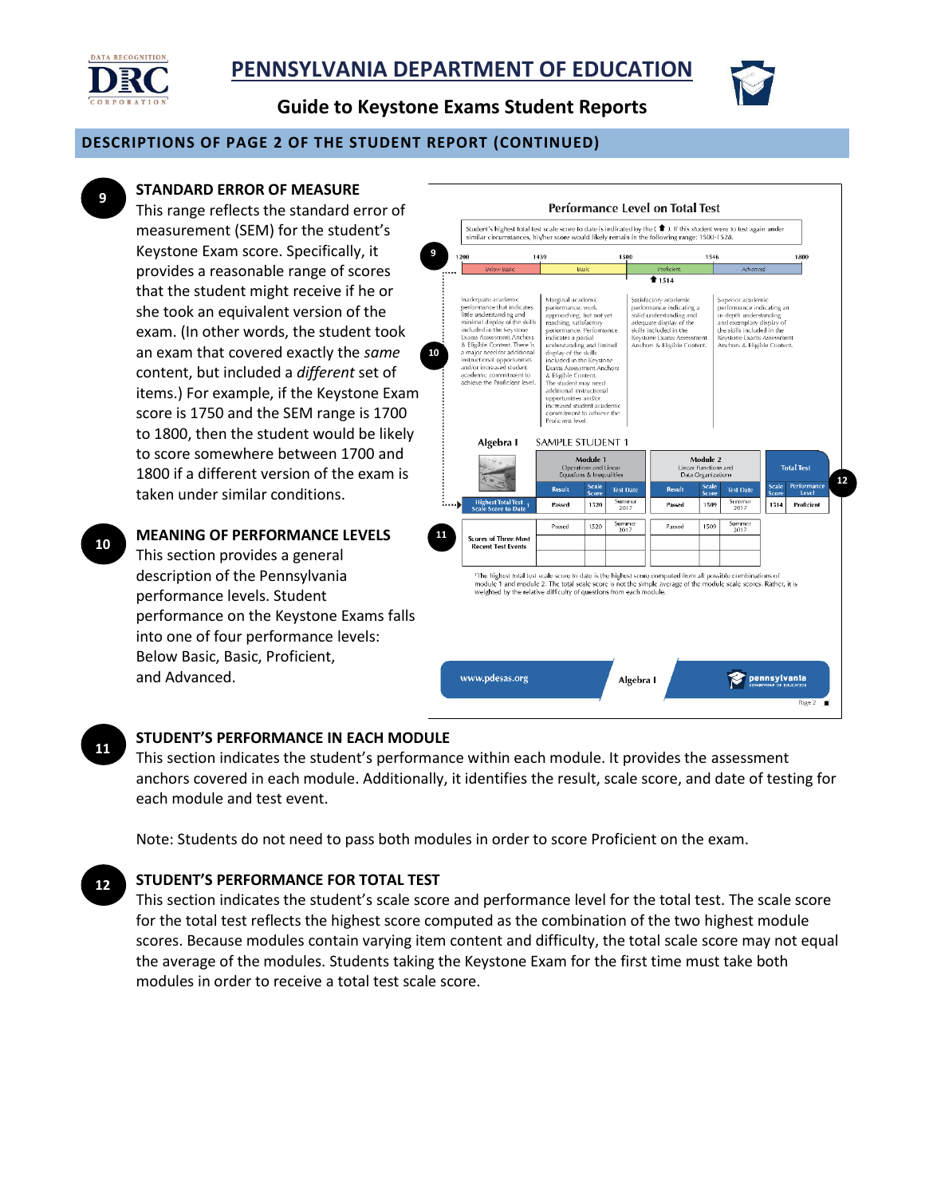## DESCRIPTIONS OF PAGE 2 OF THE STUDENT REPORT (CONTINUED)

### 9 STANDARD ERROR OF MEASURE

This range reflects the standard error of measurement (SEM) for the student's Keystone Exam score. Specifically, it provides a reasonable range of scores that the student might receive if he or she took an equivalent version of the exam. (In other words, the student took an exam that covered exactly the *same* content, but included a *different* set of items.) For example, if the Keystone Exam score is 1750 and the SEM range is 1700 to 1800, then the student would be likely to score somewhere between 1700 and 1800 if a different version of the exam is taken under similar conditions.

### 10 MEANING OF PERFORMANCE LEVELS

This section provides a general description of the Pennsylvania performance levels. Student performance on the Keystone Exams falls into one of four performance levels: Below Basic, Basic, Proficient, and Advanced.

### 11 STUDENT'S PERFORMANCE IN EACH MODULE

This section indicates the student's performance within each module. It provides the assessment anchors covered in each module. Additionally, it identifies the result, scale score, and date of testing for each module and test event.

Note: Students do not need to pass both modules in order to score Proficient on the exam.

### 12 STUDENT'S PERFORMANCE FOR TOTAL TEST

This section indicates the student's scale score and performance level for the total test. The scale score for the total test reflects the highest score computed as the combination of the two highest module scores. Because modules contain varying item content and difficulty, the total scale score may not equal the average of the modules. Students taking the Keystone Exam for the first time must take both modules in order to receive a total test scale score.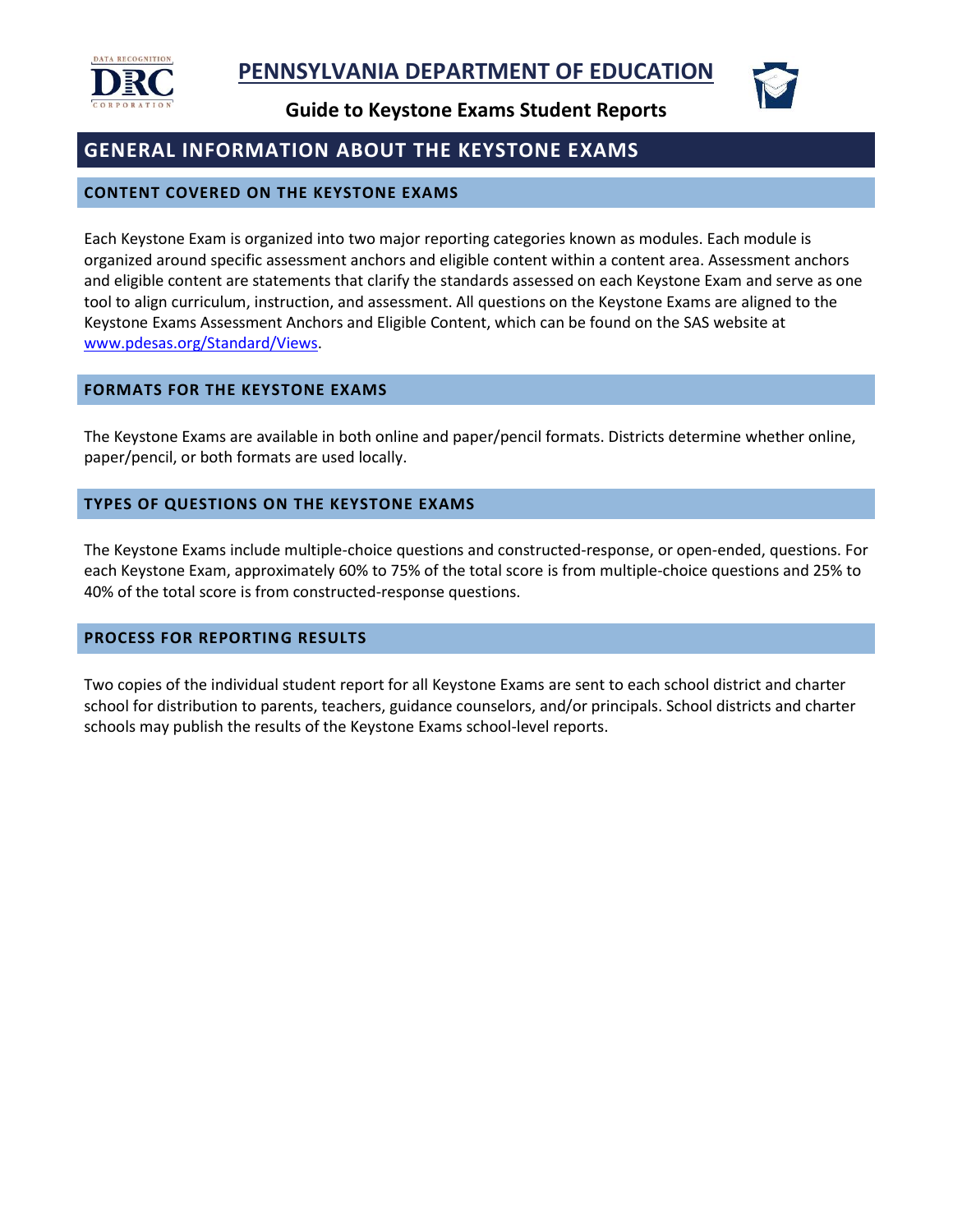# PENNSYLVANIA DEPARTMENT OF EDUCATION

**Guide to Keystone Exams Student Reports**

## GENERAL INFORMATION ABOUT THE KEYSTONE EXAMS

### CONTENT COVERED ON THE KEYSTONE EXAMS

Each Keystone Exam is organized into two major reporting categories known as modules. Each module is organized around specific assessment anchors and eligible content within a content area. Assessment anchors and eligible content are statements that clarify the standards assessed on each Keystone Exam and serve as one tool to align curriculum, instruction, and assessment. All questions on the Keystone Exams are aligned to the Keystone Exams Assessment Anchors and Eligible Content, which can be found on the SAS website at www.pdesas.org/Standard/Views.

### FORMATS FOR THE KEYSTONE EXAMS

The Keystone Exams are available in both online and paper/pencil formats. Districts determine whether online, paper/pencil, or both formats are used locally.

### TYPES OF QUESTIONS ON THE KEYSTONE EXAMS

The Keystone Exams include multiple-choice questions and constructed-response, or open-ended, questions. For each Keystone Exam, approximately 60% to 75% of the total score is from multiple-choice questions and 25% to 40% of the total score is from constructed-response questions.

### PROCESS FOR REPORTING RESULTS

Two copies of the individual student report for all Keystone Exams are sent to each school district and charter school for distribution to parents, teachers, guidance counselors, and/or principals. School districts and charter schools may publish the results of the Keystone Exams school-level reports.